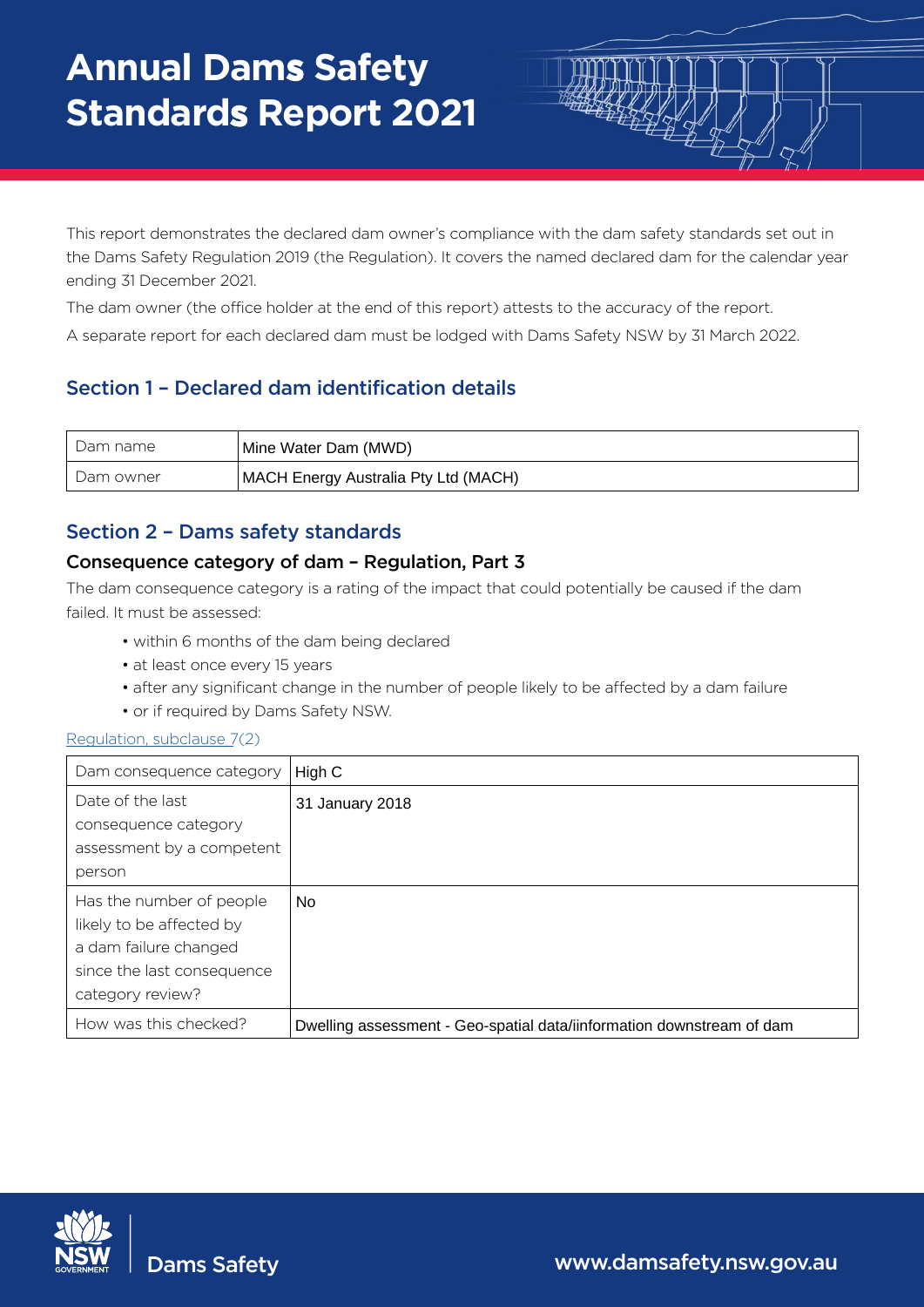# Annual Dams Safety Standards Report 2021

This report demonstrates the declared dam owner's compliance with the dam safety standards set out in the Dams Safety Regulation 2019 (the Regulation). It covers the named declared dam for the calendar year ending 31 December 2021.

The dam owner (the office holder at the end of this report) attests to the accuracy of the report.

A separate report for each declared dam must be lodged with Dams Safety NSW by 31 March 2022.

## Section 1 – Declared dam identification details

| Dam name | Mine Water Dam (MWD) |
|---|---|
| Dam owner | MACH Energy Australia Pty Ltd (MACH) |

## Section 2 – Dams safety standards

### Consequence category of dam – Regulation, Part 3

The dam consequence category is a rating of the impact that could potentially be caused if the dam failed. It must be assessed:

- within 6 months of the dam being declared
- at least once every 15 years
- after any significant change in the number of people likely to be affected by a dam failure
- or if required by Dams Safety NSW.

Regulation, subclause 7(2)

| Dam consequence category | High C |
|---|---|
| Date of the last consequence category assessment by a competent person | 31 January 2018 |
| Has the number of people likely to be affected by a dam failure changed since the last consequence category review? | No |
| How was this checked? | Dwelling assessment - Geo-spatial data/iinformation downstream of dam |

Dams Safety

www.damsafety.nsw.gov.au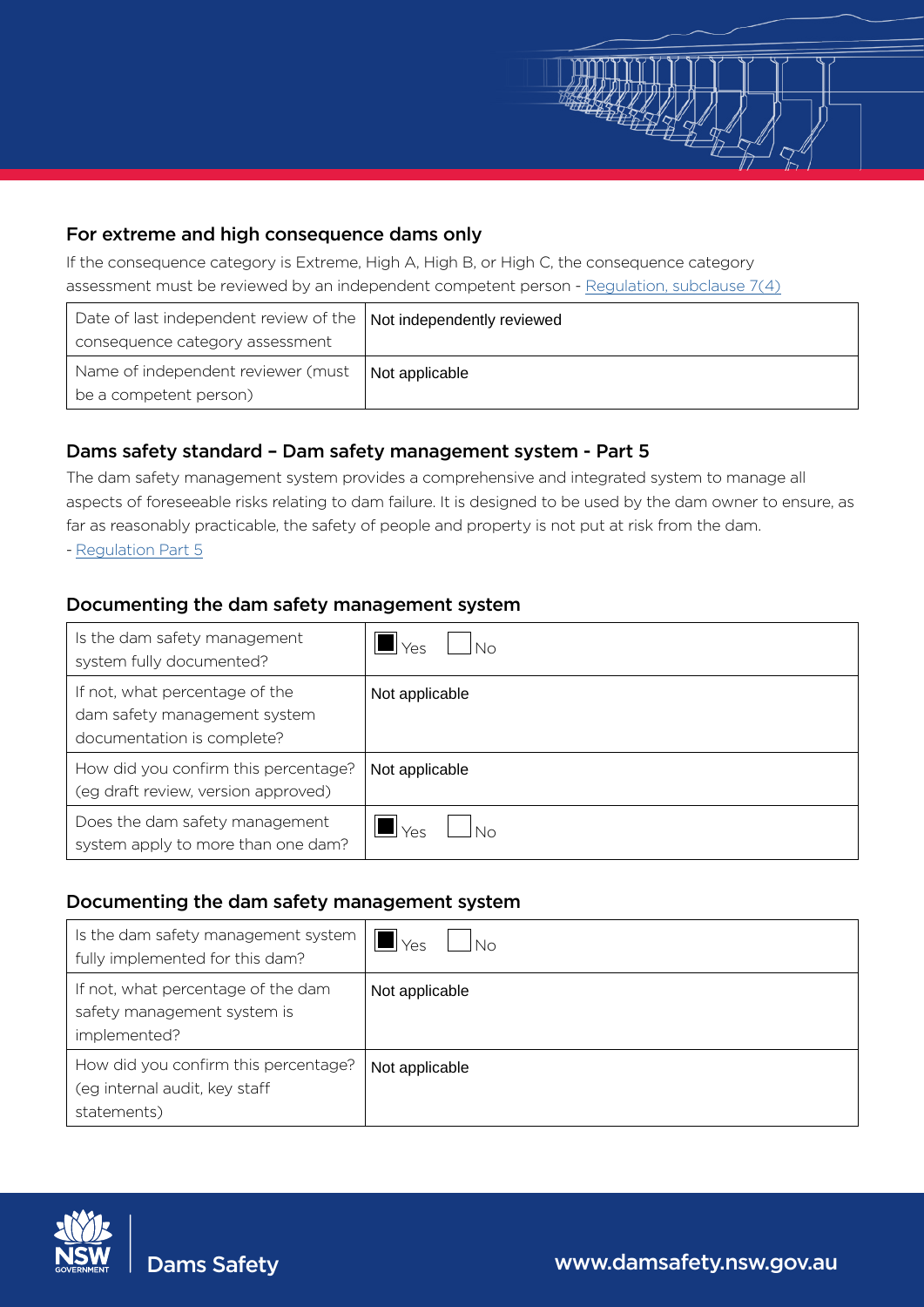## For extreme and high consequence dams only

If the consequence category is Extreme, High A, High B, or High C, the consequence category assessment must be reviewed by an independent competent person - Regulation, subclause 7(4)

| | |
|---|---|
| Date of last independent review of the consequence category assessment | Not independently reviewed |
| Name of independent reviewer (must be a competent person) | Not applicable |

## Dams safety standard – Dam safety management system - Part 5

The dam safety management system provides a comprehensive and integrated system to manage all aspects of foreseeable risks relating to dam failure. It is designed to be used by the dam owner to ensure, as far as reasonably practicable, the safety of people and property is not put at risk from the dam.
- Regulation Part 5

### Documenting the dam safety management system

| | |
|---|---|
| Is the dam safety management system fully documented? | ☒ Yes ☐ No |
| If not, what percentage of the dam safety management system documentation is complete? | Not applicable |
| How did you confirm this percentage? (eg draft review, version approved) | Not applicable |
| Does the dam safety management system apply to more than one dam? | ☒ Yes ☐ No |

### Documenting the dam safety management system

| | |
|---|---|
| Is the dam safety management system fully implemented for this dam? | ☒ Yes ☐ No |
| If not, what percentage of the dam safety management system is implemented? | Not applicable |
| How did you confirm this percentage? (eg internal audit, key staff statements) | Not applicable |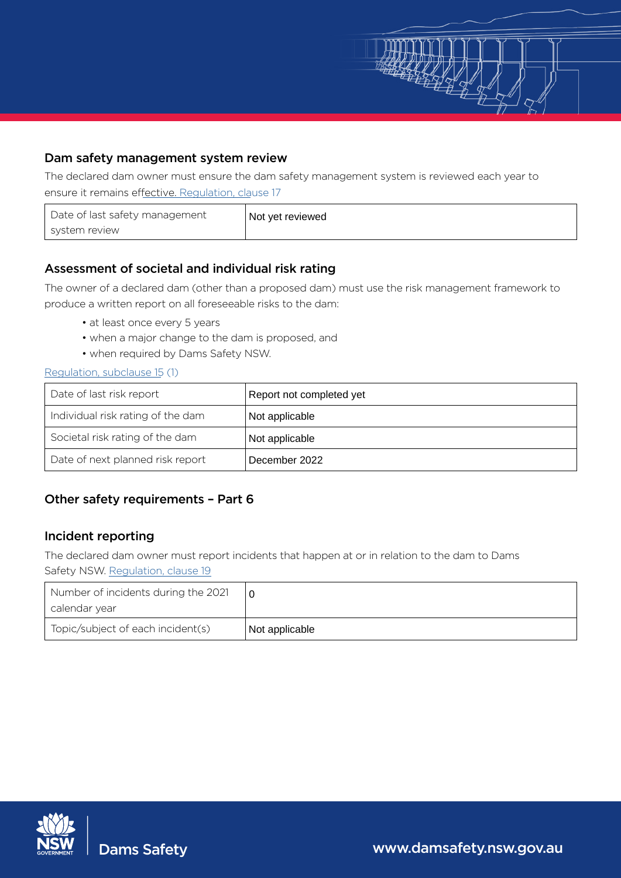## Dam safety management system review

The declared dam owner must ensure the dam safety management system is reviewed each year to ensure it remains effective. Regulation, clause 17

| Date of last safety management system review | Not yet reviewed |
|---|---|

## Assessment of societal and individual risk rating

The owner of a declared dam (other than a proposed dam) must use the risk management framework to produce a written report on all foreseeable risks to the dam:

- at least once every 5 years
- when a major change to the dam is proposed, and
- when required by Dams Safety NSW.

Regulation, subclause 15 (1)

| Date of last risk report | Report not completed yet |
|---|---|
| Individual risk rating of the dam | Not applicable |
| Societal risk rating of the dam | Not applicable |
| Date of next planned risk report | December 2022 |

## Other safety requirements – Part 6

## Incident reporting

The declared dam owner must report incidents that happen at or in relation to the dam to Dams Safety NSW. Regulation, clause 19

| Number of incidents during the 2021 calendar year | 0 |
|---|---|
| Topic/subject of each incident(s) | Not applicable |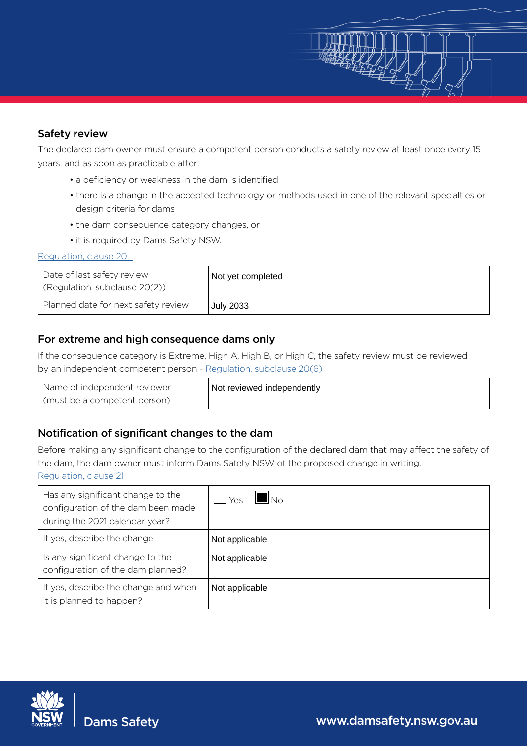## Safety review

The declared dam owner must ensure a competent person conducts a safety review at least once every 15 years, and as soon as practicable after:

- a deficiency or weakness in the dam is identified
- there is a change in the accepted technology or methods used in one of the relevant specialties or design criteria for dams
- the dam consequence category changes, or
- it is required by Dams Safety NSW.

Regulation, clause 20

| Date of last safety review (Regulation, subclause 20(2)) | Not yet completed |
|---|---|
| Planned date for next safety review | July 2033 |

## For extreme and high consequence dams only

If the consequence category is Extreme, High A, High B, or High C, the safety review must be reviewed by an independent competent person - Regulation, subclause 20(6)

| Name of independent reviewer (must be a competent person) | Not reviewed independently |
|---|---|

## Notification of significant changes to the dam

Before making any significant change to the configuration of the declared dam that may affect the safety of the dam, the dam owner must inform Dams Safety NSW of the proposed change in writing.
Regulation, clause 21

| Has any significant change to the configuration of the dam been made during the 2021 calendar year? | ☐ Yes ☒ No |
|---|---|
| If yes, describe the change | Not applicable |
| Is any significant change to the configuration of the dam planned? | Not applicable |
| If yes, describe the change and when it is planned to happen? | Not applicable |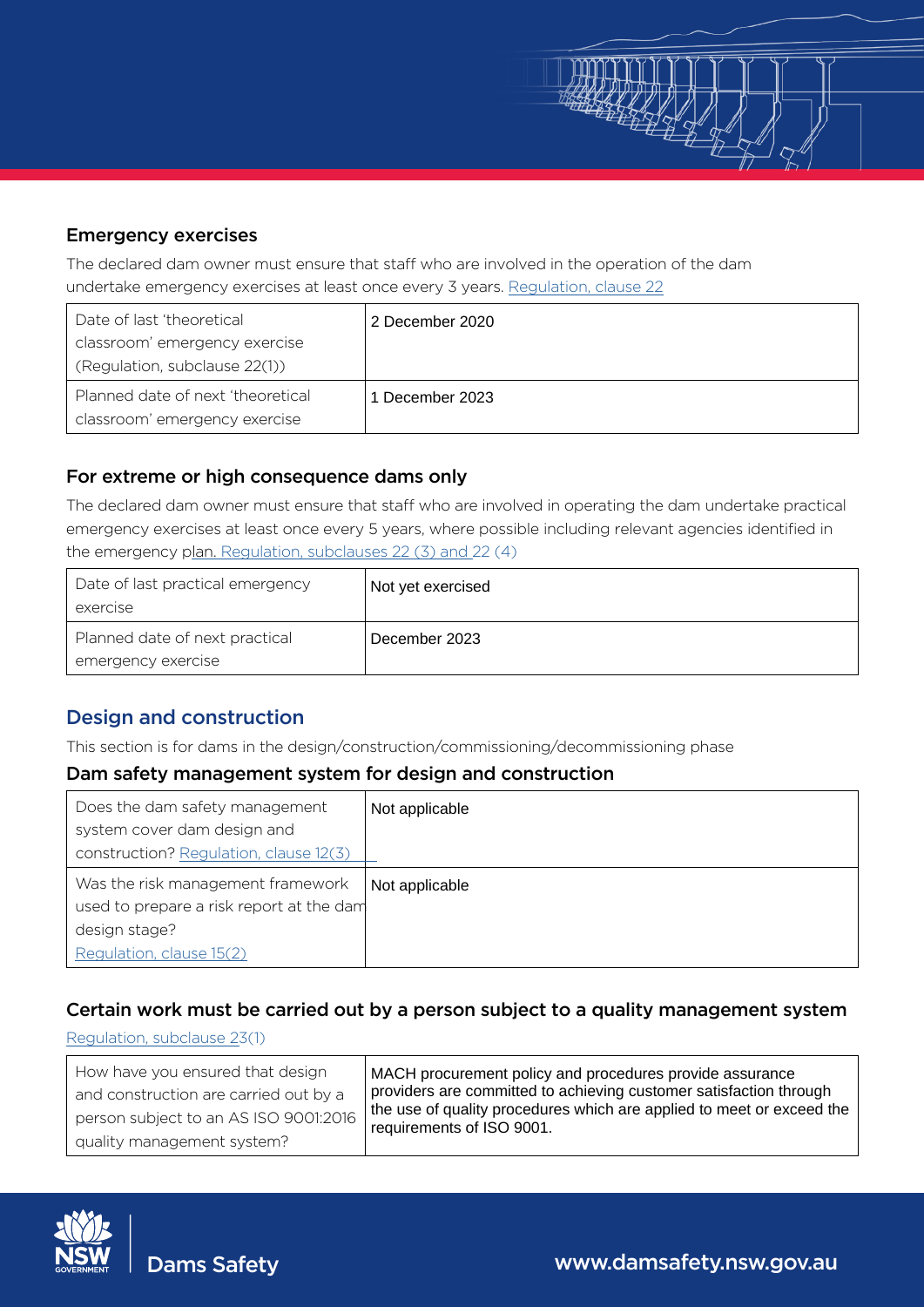### Emergency exercises

The declared dam owner must ensure that staff who are involved in the operation of the dam undertake emergency exercises at least once every 3 years. Regulation, clause 22

| | |
|---|---|
| Date of last 'theoretical classroom' emergency exercise (Regulation, subclause 22(1)) | 2 December 2020 |
| Planned date of next 'theoretical classroom' emergency exercise | 1 December 2023 |

### For extreme or high consequence dams only

The declared dam owner must ensure that staff who are involved in operating the dam undertake practical emergency exercises at least once every 5 years, where possible including relevant agencies identified in the emergency plan. Regulation, subclauses 22 (3) and 22 (4)

| | |
|---|---|
| Date of last practical emergency exercise | Not yet exercised |
| Planned date of next practical emergency exercise | December 2023 |

## Design and construction

This section is for dams in the design/construction/commissioning/decommissioning phase

### Dam safety management system for design and construction

| | |
|---|---|
| Does the dam safety management system cover dam design and construction? Regulation, clause 12(3) | Not applicable |
| Was the risk management framework used to prepare a risk report at the dam design stage? Regulation, clause 15(2) | Not applicable |

### Certain work must be carried out by a person subject to a quality management system

Regulation, subclause 23(1)

| | |
|---|---|
| How have you ensured that design and construction are carried out by a person subject to an AS ISO 9001:2016 quality management system? | MACH procurement policy and procedures provide assurance providers are committed to achieving customer satisfaction through the use of quality procedures which are applied to meet or exceed the requirements of ISO 9001. |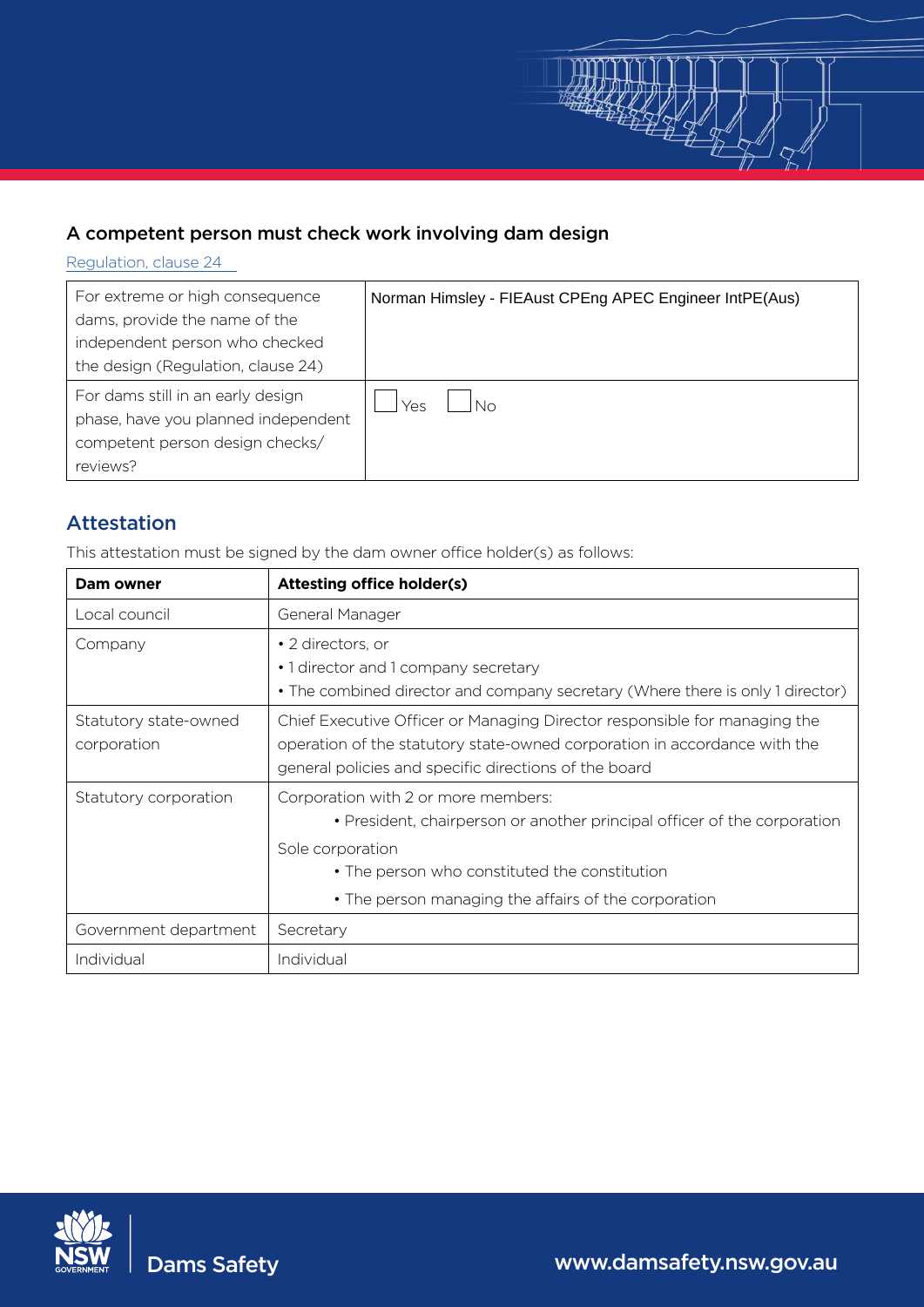## A competent person must check work involving dam design

Regulation, clause 24

| | |
|---|---|
| For extreme or high consequence dams, provide the name of the independent person who checked the design (Regulation, clause 24) | Norman Himsley - FIEAust CPEng APEC Engineer IntPE(Aus) |
| For dams still in an early design phase, have you planned independent competent person design checks/ reviews? | ☐ Yes ☐ No |

## Attestation

This attestation must be signed by the dam owner office holder(s) as follows:

| Dam owner | Attesting office holder(s) |
|---|---|
| Local council | General Manager |
| Company | • 2 directors, or<br>• 1 director and 1 company secretary<br>• The combined director and company secretary (Where there is only 1 director) |
| Statutory state-owned corporation | Chief Executive Officer or Managing Director responsible for managing the operation of the statutory state-owned corporation in accordance with the general policies and specific directions of the board |
| Statutory corporation | Corporation with 2 or more members:<br>• President, chairperson or another principal officer of the corporation<br>Sole corporation<br>• The person who constituted the constitution<br>• The person managing the affairs of the corporation |
| Government department | Secretary |
| Individual | Individual |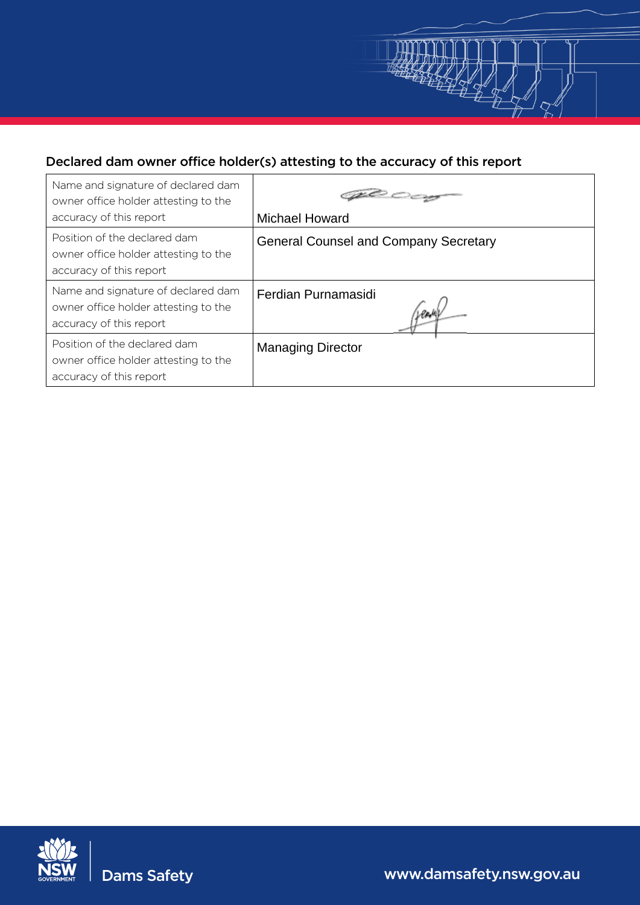## Declared dam owner office holder(s) attesting to the accuracy of this report

| | |
|---|---|
| Name and signature of declared dam owner office holder attesting to the accuracy of this report | Michael Howard |
| Position of the declared dam owner office holder attesting to the accuracy of this report | General Counsel and Company Secretary |
| Name and signature of declared dam owner office holder attesting to the accuracy of this report | Ferdian Purnamasidi |
| Position of the declared dam owner office holder attesting to the accuracy of this report | Managing Director |

Dams Safety

www.damsafety.nsw.gov.au